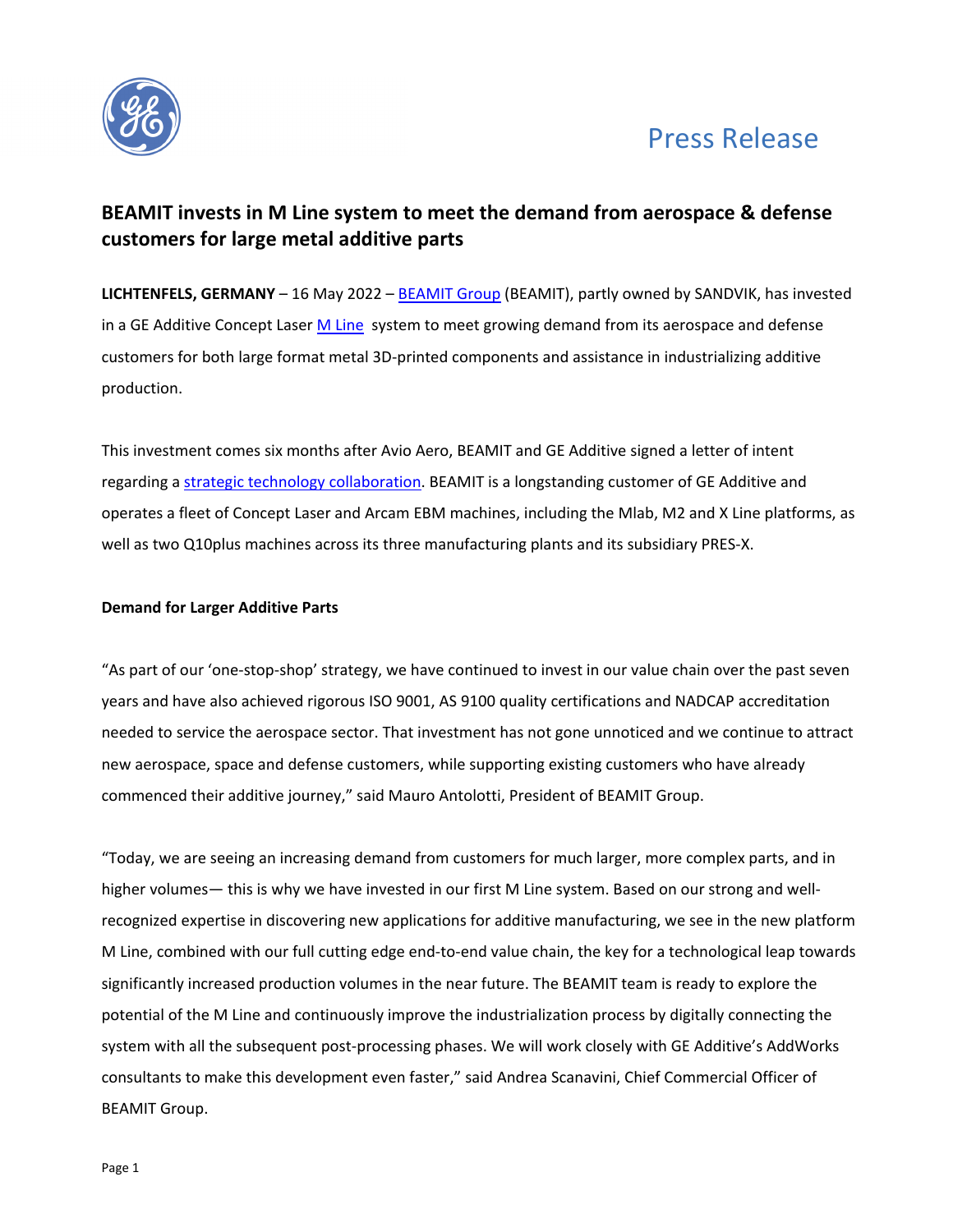Press Release

# BEAMIT invests in M Line system to meet the demand from aerospace & defense customers for large metal additive parts

**LICHTENFELS, GERMANY** – 16 May 2022 – BEAMIT Group (BEAMIT), partly owned by SANDVIK, has invested in a GE Additive Concept Laser M Line system to meet growing demand from its aerospace and defense customers for both large format metal 3D-printed components and assistance in industrializing additive production.

This investment comes six months after Avio Aero, BEAMIT and GE Additive signed a letter of intent regarding a strategic technology collaboration. BEAMIT is a longstanding customer of GE Additive and operates a fleet of Concept Laser and Arcam EBM machines, including the Mlab, M2 and X Line platforms, as well as two Q10plus machines across its three manufacturing plants and its subsidiary PRES-X.

**Demand for Larger Additive Parts**

"As part of our 'one-stop-shop' strategy, we have continued to invest in our value chain over the past seven years and have also achieved rigorous ISO 9001, AS 9100 quality certifications and NADCAP accreditation needed to service the aerospace sector. That investment has not gone unnoticed and we continue to attract new aerospace, space and defense customers, while supporting existing customers who have already commenced their additive journey," said Mauro Antolotti, President of BEAMIT Group.

"Today, we are seeing an increasing demand from customers for much larger, more complex parts, and in higher volumes— this is why we have invested in our first M Line system. Based on our strong and well-recognized expertise in discovering new applications for additive manufacturing, we see in the new platform M Line, combined with our full cutting edge end-to-end value chain, the key for a technological leap towards significantly increased production volumes in the near future. The BEAMIT team is ready to explore the potential of the M Line and continuously improve the industrialization process by digitally connecting the system with all the subsequent post-processing phases. We will work closely with GE Additive's AddWorks consultants to make this development even faster," said Andrea Scanavini, Chief Commercial Officer of BEAMIT Group.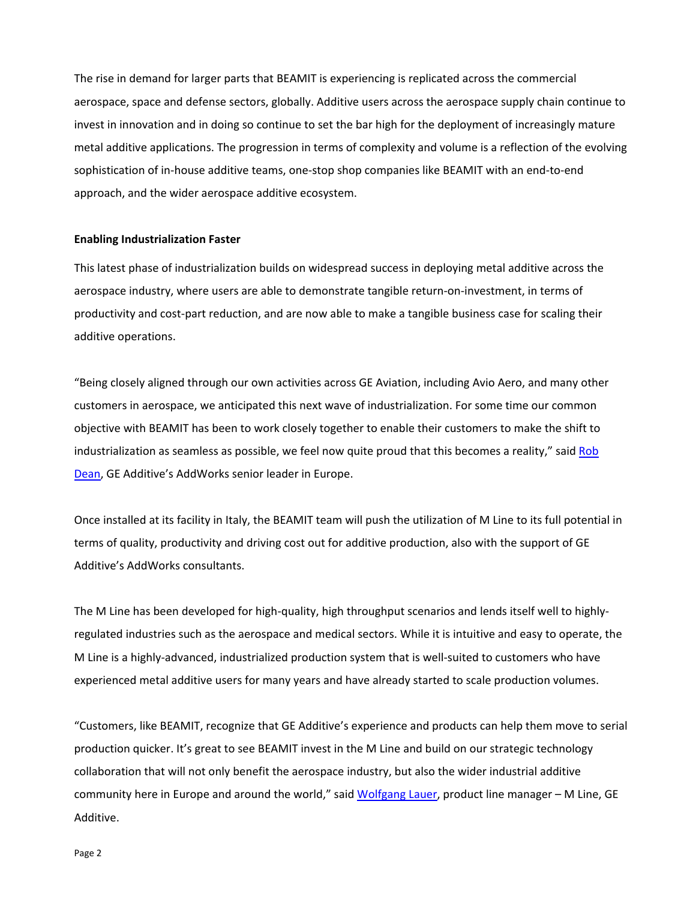The rise in demand for larger parts that BEAMIT is experiencing is replicated across the commercial aerospace, space and defense sectors, globally. Additive users across the aerospace supply chain continue to invest in innovation and in doing so continue to set the bar high for the deployment of increasingly mature metal additive applications. The progression in terms of complexity and volume is a reflection of the evolving sophistication of in-house additive teams, one-stop shop companies like BEAMIT with an end-to-end approach, and the wider aerospace additive ecosystem.

**Enabling Industrialization Faster**

This latest phase of industrialization builds on widespread success in deploying metal additive across the aerospace industry, where users are able to demonstrate tangible return-on-investment, in terms of productivity and cost-part reduction, and are now able to make a tangible business case for scaling their additive operations.

"Being closely aligned through our own activities across GE Aviation, including Avio Aero, and many other customers in aerospace, we anticipated this next wave of industrialization. For some time our common objective with BEAMIT has been to work closely together to enable their customers to make the shift to industrialization as seamless as possible, we feel now quite proud that this becomes a reality," said Rob Dean, GE Additive's AddWorks senior leader in Europe.

Once installed at its facility in Italy, the BEAMIT team will push the utilization of M Line to its full potential in terms of quality, productivity and driving cost out for additive production, also with the support of GE Additive's AddWorks consultants.

The M Line has been developed for high-quality, high throughput scenarios and lends itself well to highly-regulated industries such as the aerospace and medical sectors. While it is intuitive and easy to operate, the M Line is a highly-advanced, industrialized production system that is well-suited to customers who have experienced metal additive users for many years and have already started to scale production volumes.

"Customers, like BEAMIT, recognize that GE Additive's experience and products can help them move to serial production quicker. It's great to see BEAMIT invest in the M Line and build on our strategic technology collaboration that will not only benefit the aerospace industry, but also the wider industrial additive community here in Europe and around the world," said Wolfgang Lauer, product line manager – M Line, GE Additive.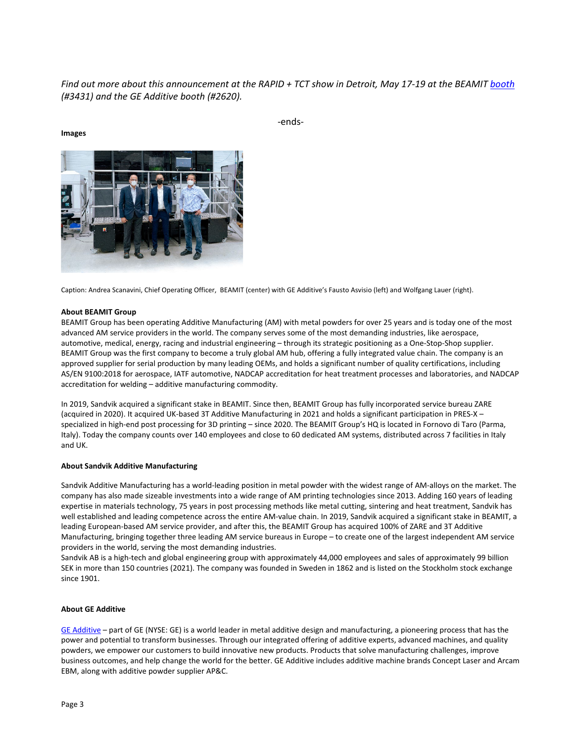*Find out more about this announcement at the RAPID + TCT show in Detroit, May 17-19 at the BEAMIT [booth](#) (#3431) and the GE Additive booth (#2620).*

-ends-

**Images**

Caption: Andrea Scanavini, Chief Operating Officer, BEAMIT (center) with GE Additive's Fausto Asvisio (left) and Wolfgang Lauer (right).

**About BEAMIT Group**

BEAMIT Group has been operating Additive Manufacturing (AM) with metal powders for over 25 years and is today one of the most advanced AM service providers in the world. The company serves some of the most demanding industries, like aerospace, automotive, medical, energy, racing and industrial engineering – through its strategic positioning as a One-Stop-Shop supplier. BEAMIT Group was the first company to become a truly global AM hub, offering a fully integrated value chain. The company is an approved supplier for serial production by many leading OEMs, and holds a significant number of quality certifications, including AS/EN 9100:2018 for aerospace, IATF automotive, NADCAP accreditation for heat treatment processes and laboratories, and NADCAP accreditation for welding – additive manufacturing commodity.

In 2019, Sandvik acquired a significant stake in BEAMIT. Since then, BEAMIT Group has fully incorporated service bureau ZARE (acquired in 2020). It acquired UK-based 3T Additive Manufacturing in 2021 and holds a significant participation in PRES-X – specialized in high-end post processing for 3D printing – since 2020. The BEAMIT Group's HQ is located in Fornovo di Taro (Parma, Italy). Today the company counts over 140 employees and close to 60 dedicated AM systems, distributed across 7 facilities in Italy and UK.

**About Sandvik Additive Manufacturing**

Sandvik Additive Manufacturing has a world-leading position in metal powder with the widest range of AM-alloys on the market. The company has also made sizeable investments into a wide range of AM printing technologies since 2013. Adding 160 years of leading expertise in materials technology, 75 years in post processing methods like metal cutting, sintering and heat treatment, Sandvik has well established and leading competence across the entire AM-value chain. In 2019, Sandvik acquired a significant stake in BEAMIT, a leading European-based AM service provider, and after this, the BEAMIT Group has acquired 100% of ZARE and 3T Additive Manufacturing, bringing together three leading AM service bureaus in Europe – to create one of the largest independent AM service providers in the world, serving the most demanding industries.

Sandvik AB is a high-tech and global engineering group with approximately 44,000 employees and sales of approximately 99 billion SEK in more than 150 countries (2021). The company was founded in Sweden in 1862 and is listed on the Stockholm stock exchange since 1901.

**About GE Additive**

[GE Additive](#) – part of GE (NYSE: GE) is a world leader in metal additive design and manufacturing, a pioneering process that has the power and potential to transform businesses. Through our integrated offering of additive experts, advanced machines, and quality powders, we empower our customers to build innovative new products. Products that solve manufacturing challenges, improve business outcomes, and help change the world for the better. GE Additive includes additive machine brands Concept Laser and Arcam EBM, along with additive powder supplier AP&C.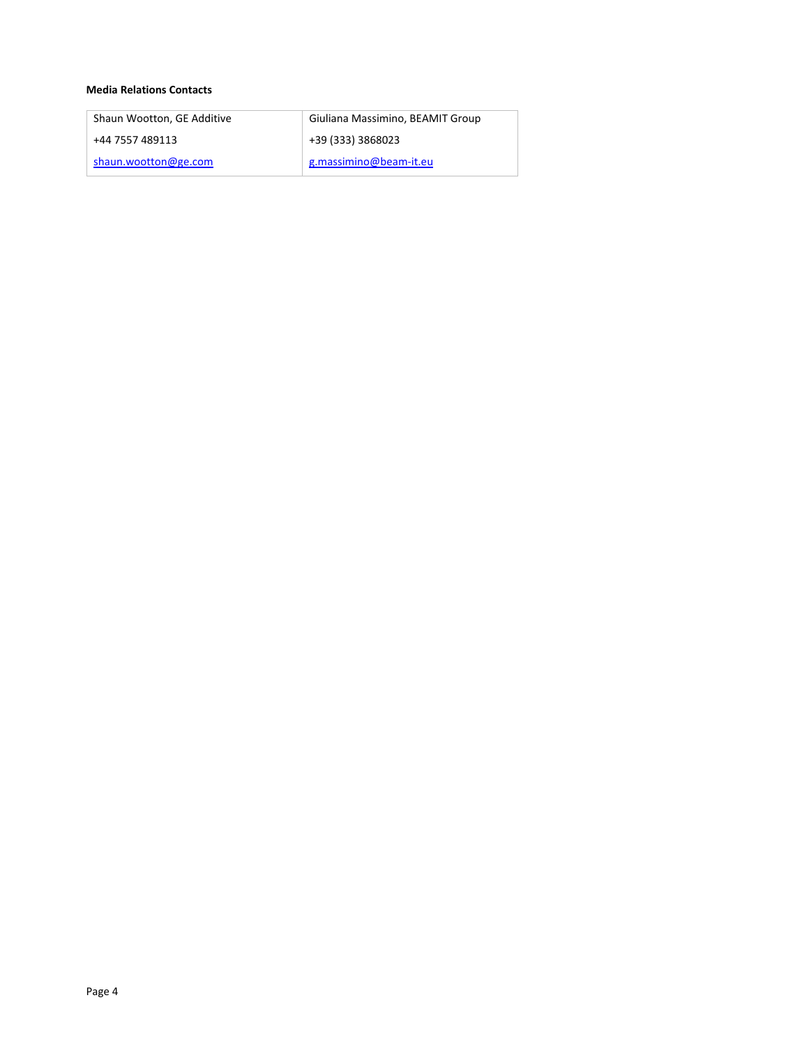**Media Relations Contacts**

| | |
|---|---|
| Shaun Wootton, GE Additive | Giuliana Massimino, BEAMIT Group |
| +44 7557 489113 | +39 (333) 3868023 |
| shaun.wootton@ge.com | g.massimino@beam-it.eu |